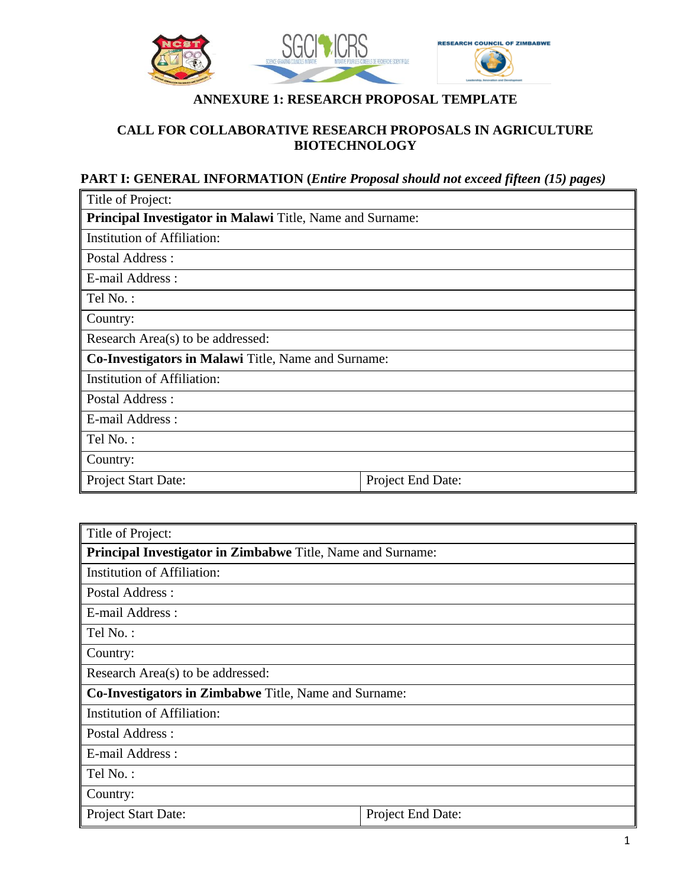## ANNEXURE 1: RESEARCH PROPOSAL TEMPLATE

## CALL FOR COLLABORATIVE RESEARCH PROPOSALS IN AGRICULTURE BIOTECHNOLOGY

### PART I: GENERAL INFORMATION (*Entire Proposal should not exceed fifteen (15) pages)*

| Title of Project: | |
|---|---|
| **Principal Investigator in Malawi** Title, Name and Surname: | |
| Institution of Affiliation: | |
| Postal Address : | |
| E-mail Address : | |
| Tel No. : | |
| Country: | |
| Research Area(s) to be addressed: | |
| **Co-Investigators in Malawi** Title, Name and Surname: | |
| Institution of Affiliation: | |
| Postal Address : | |
| E-mail Address : | |
| Tel No. : | |
| Country: | |
| Project Start Date: | Project End Date: |

| Title of Project: | |
|---|---|
| **Principal Investigator in Zimbabwe** Title, Name and Surname: | |
| Institution of Affiliation: | |
| Postal Address : | |
| E-mail Address : | |
| Tel No. : | |
| Country: | |
| Research Area(s) to be addressed: | |
| **Co-Investigators in Zimbabwe** Title, Name and Surname: | |
| Institution of Affiliation: | |
| Postal Address : | |
| E-mail Address : | |
| Tel No. : | |
| Country: | |
| Project Start Date: | Project End Date: |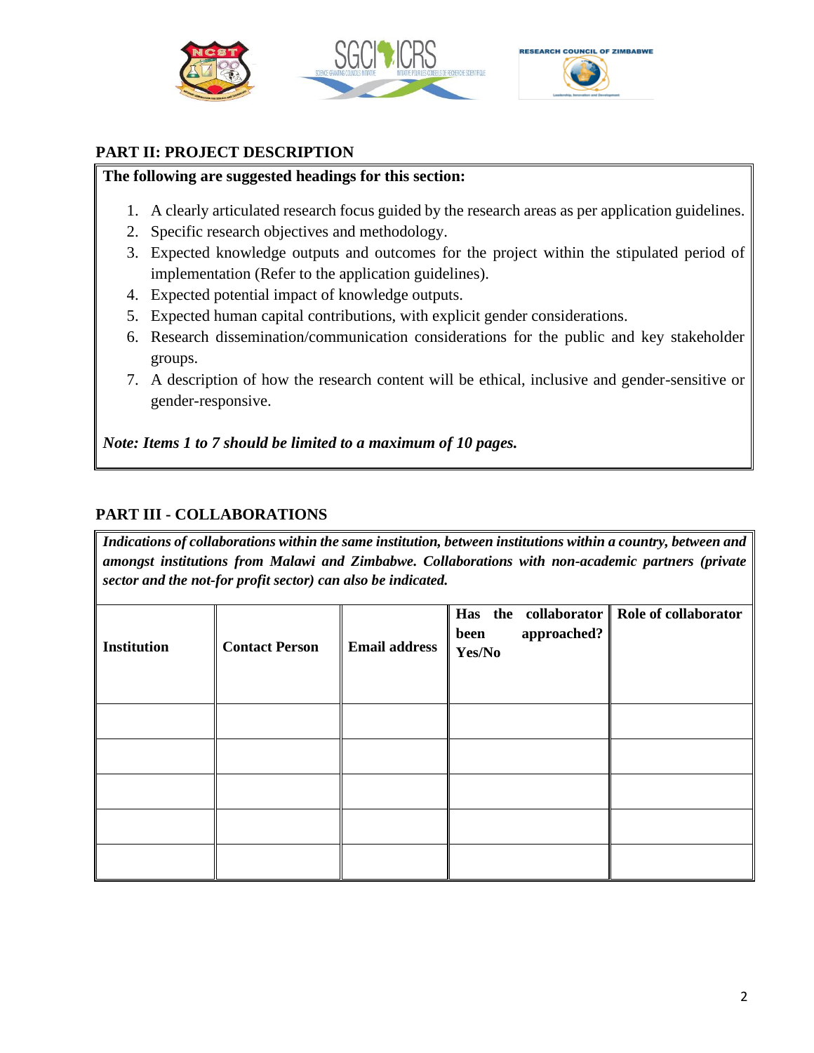## PART II: PROJECT DESCRIPTION

**The following are suggested headings for this section:**

1. A clearly articulated research focus guided by the research areas as per application guidelines.
2. Specific research objectives and methodology.
3. Expected knowledge outputs and outcomes for the project within the stipulated period of implementation (Refer to the application guidelines).
4. Expected potential impact of knowledge outputs.
5. Expected human capital contributions, with explicit gender considerations.
6. Research dissemination/communication considerations for the public and key stakeholder groups.
7. A description of how the research content will be ethical, inclusive and gender-sensitive or gender-responsive.

***Note: Items 1 to 7 should be limited to a maximum of 10 pages.***

## PART III - COLLABORATIONS

***Indications of collaborations within the same institution, between institutions within a country, between and amongst institutions from Malawi and Zimbabwe. Collaborations with non-academic partners (private sector and the not-for profit sector) can also be indicated.***

| **Institution** | **Contact Person** | **Email address** | **Has the collaborator been approached? Yes/No** | **Role of collaborator** |
|---|---|---|---|---|
| | | | | |
| | | | | |
| | | | | |
| | | | | |
| | | | | |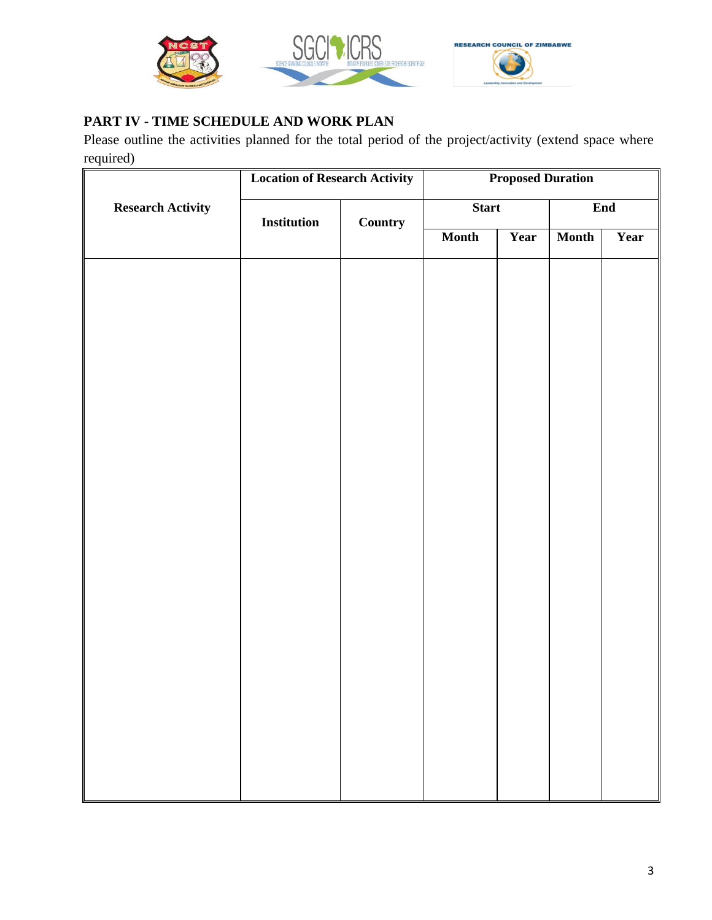## PART IV - TIME SCHEDULE AND WORK PLAN

Please outline the activities planned for the total period of the project/activity (extend space where required)

| Research Activity | Location of Research Activity | | Proposed Duration | | | |
|---|---|---|---|---|---|---|
| | Institution | Country | Start | | End | |
| | | | Month | Year | Month | Year |
| | | | | | | |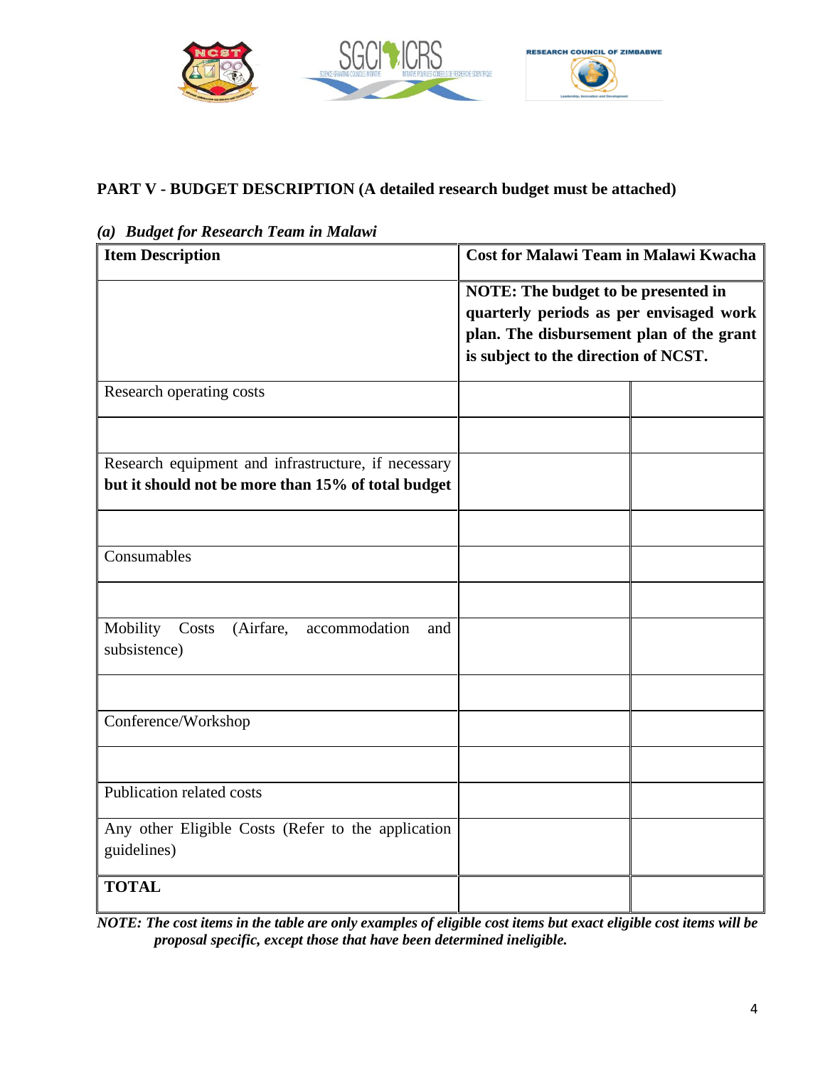## PART V - BUDGET DESCRIPTION (A detailed research budget must be attached)

*(a) Budget for Research Team in Malawi*

| Item Description | Cost for Malawi Team in Malawi Kwacha | |
|---|---|---|
| | **NOTE: The budget to be presented in quarterly periods as per envisaged work plan. The disbursement plan of the grant is subject to the direction of NCST.** | |
| Research operating costs | | |
| | | |
| Research equipment and infrastructure, if necessary **but it should not be more than 15% of total budget** | | |
| | | |
| Consumables | | |
| | | |
| Mobility Costs (Airfare, accommodation and subsistence) | | |
| | | |
| Conference/Workshop | | |
| | | |
| Publication related costs | | |
| Any other Eligible Costs (Refer to the application guidelines) | | |
| **TOTAL** | | |

***NOTE: The cost items in the table are only examples of eligible cost items but exact eligible cost items will be proposal specific, except those that have been determined ineligible.***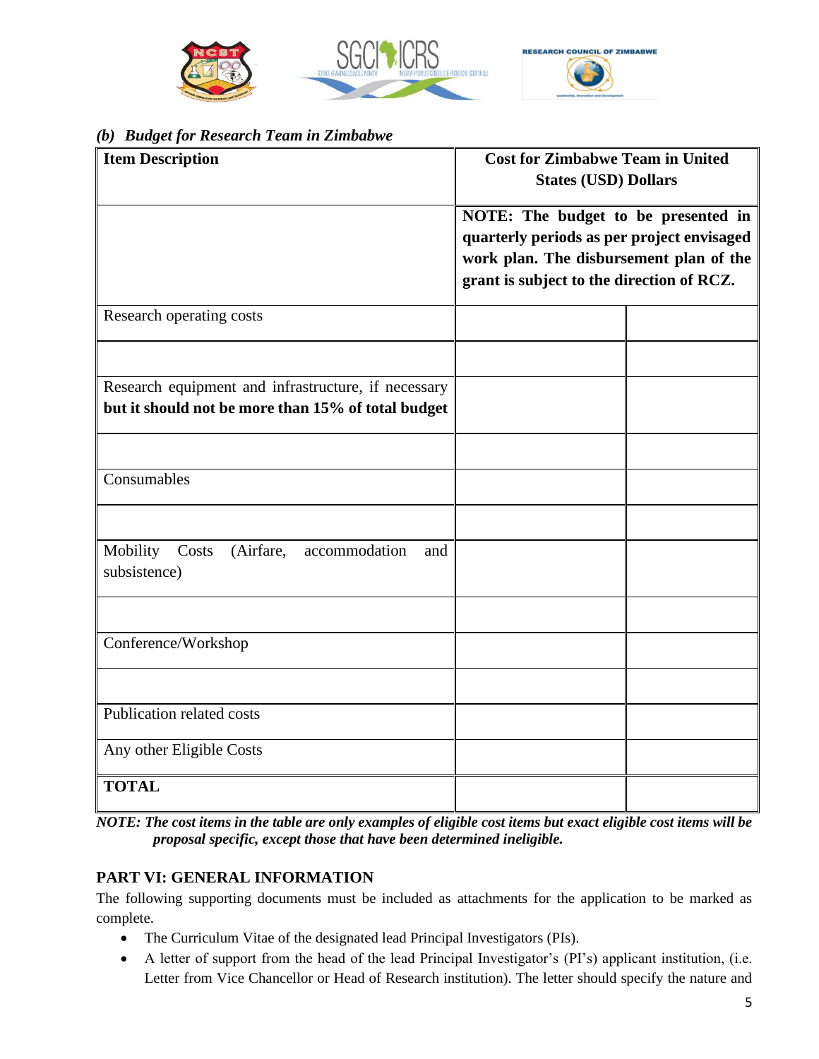*(b) Budget for Research Team in Zimbabwe*

| **Item Description** | **Cost for Zimbabwe Team in United States (USD) Dollars** | |
|---|---|---|
| | **NOTE: The budget to be presented in quarterly periods as per project envisaged work plan. The disbursement plan of the grant is subject to the direction of RCZ.** | |
| Research operating costs | | |
| | | |
| Research equipment and infrastructure, if necessary **but it should not be more than 15% of total budget** | | |
| | | |
| Consumables | | |
| | | |
| Mobility Costs (Airfare, accommodation and subsistence) | | |
| | | |
| Conference/Workshop | | |
| | | |
| Publication related costs | | |
| Any other Eligible Costs | | |
| **TOTAL** | | |

***NOTE: The cost items in the table are only examples of eligible cost items but exact eligible cost items will be proposal specific, except those that have been determined ineligible.***

## PART VI: GENERAL INFORMATION

The following supporting documents must be included as attachments for the application to be marked as complete.

- The Curriculum Vitae of the designated lead Principal Investigators (PIs).
- A letter of support from the head of the lead Principal Investigator's (PI's) applicant institution, (i.e. Letter from Vice Chancellor or Head of Research institution). The letter should specify the nature and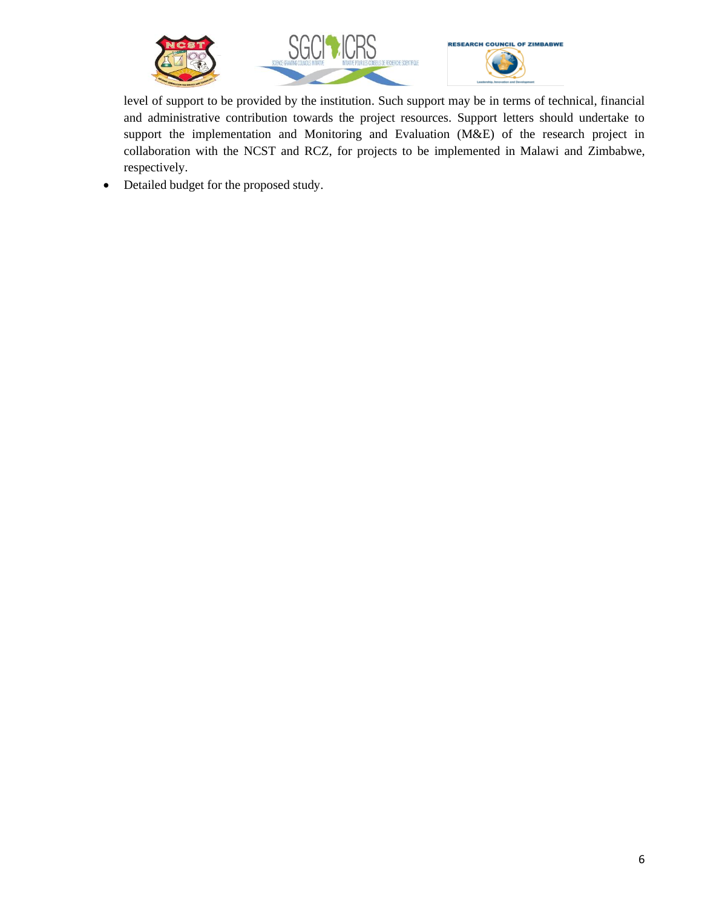level of support to be provided by the institution. Such support may be in terms of technical, financial and administrative contribution towards the project resources. Support letters should undertake to support the implementation and Monitoring and Evaluation (M&E) of the research project in collaboration with the NCST and RCZ, for projects to be implemented in Malawi and Zimbabwe, respectively.

- Detailed budget for the proposed study.